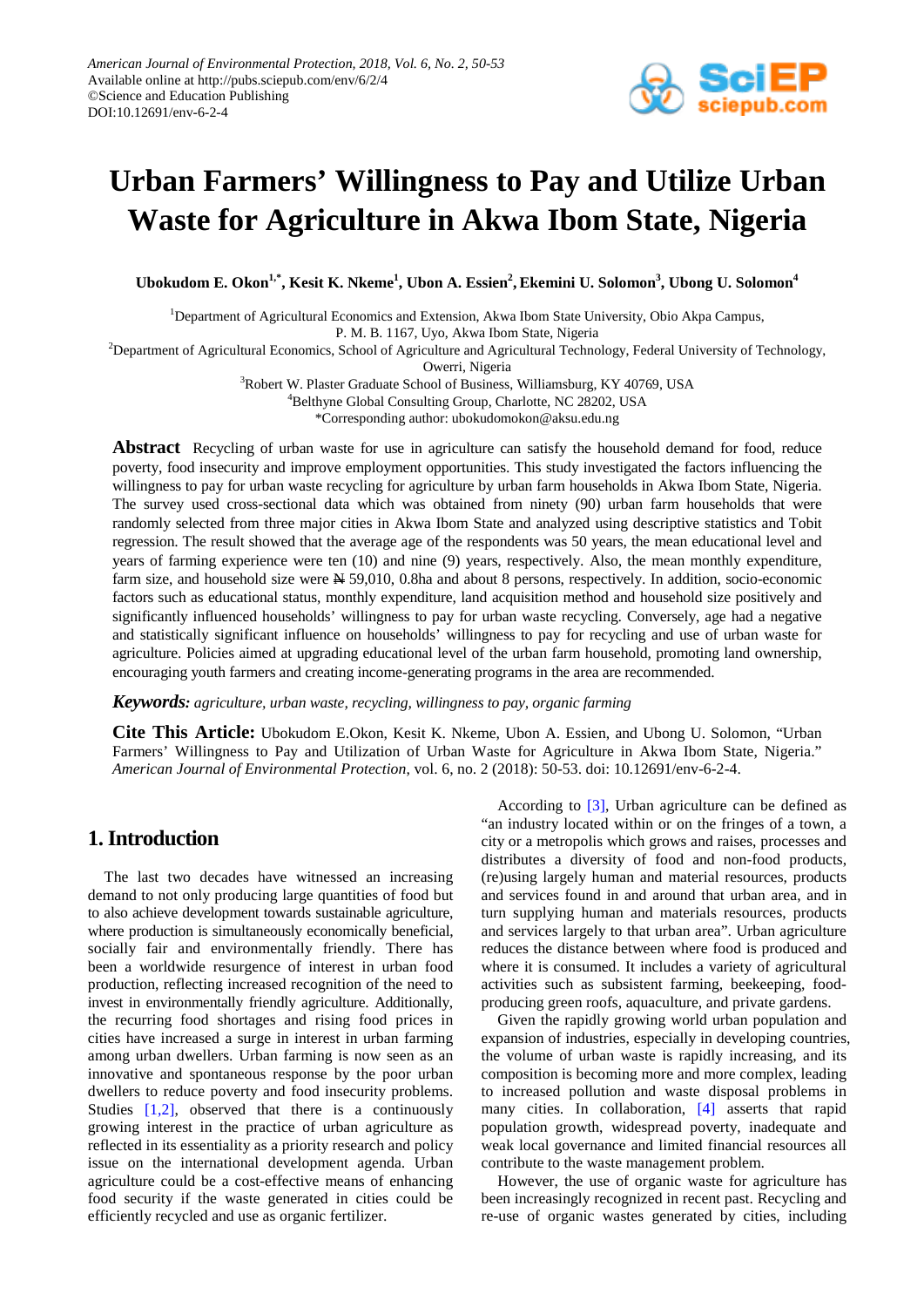# Urban Farmers' Willingness to Pay and Utilize Urban Waste for Agriculture in Akwa Ibom State, Nigeria

**Ubokudom E. Okon[1,*], Kesit K. Nkeme[1], Ubon A. Essien[2], Ekemini U. Solomon[3], Ubong U. Solomon[4]**

[1]Department of Agricultural Economics and Extension, Akwa Ibom State University, Obio Akpa Campus, P. M. B. 1167, Uyo, Akwa Ibom State, Nigeria

[2]Department of Agricultural Economics, School of Agriculture and Agricultural Technology, Federal University of Technology, Owerri, Nigeria

[3]Robert W. Plaster Graduate School of Business, Williamsburg, KY 40769, USA

[4]Belthyne Global Consulting Group, Charlotte, NC 28202, USA

*Corresponding author: ubokudomokon@aksu.edu.ng

**Abstract** Recycling of urban waste for use in agriculture can satisfy the household demand for food, reduce poverty, food insecurity and improve employment opportunities. This study investigated the factors influencing the willingness to pay for urban waste recycling for agriculture by urban farm households in Akwa Ibom State, Nigeria. The survey used cross-sectional data which was obtained from ninety (90) urban farm households that were randomly selected from three major cities in Akwa Ibom State and analyzed using descriptive statistics and Tobit regression. The result showed that the average age of the respondents was 50 years, the mean educational level and years of farming experience were ten (10) and nine (9) years, respectively. Also, the mean monthly expenditure, farm size, and household size were ₦ 59,010, 0.8ha and about 8 persons, respectively. In addition, socio-economic factors such as educational status, monthly expenditure, land acquisition method and household size positively and significantly influenced households' willingness to pay for urban waste recycling. Conversely, age had a negative and statistically significant influence on households' willingness to pay for recycling and use of urban waste for agriculture. Policies aimed at upgrading educational level of the urban farm household, promoting land ownership, encouraging youth farmers and creating income-generating programs in the area are recommended.

***Keywords:*** *agriculture, urban waste, recycling, willingness to pay, organic farming*

**Cite This Article:** Ubokudom E.Okon, Kesit K. Nkeme, Ubon A. Essien, and Ubong U. Solomon, "Urban Farmers' Willingness to Pay and Utilization of Urban Waste for Agriculture in Akwa Ibom State, Nigeria." *American Journal of Environmental Protection*, vol. 6, no. 2 (2018): 50-53. doi: 10.12691/env-6-2-4.

## 1. Introduction

The last two decades have witnessed an increasing demand to not only producing large quantities of food but to also achieve development towards sustainable agriculture, where production is simultaneously economically beneficial, socially fair and environmentally friendly. There has been a worldwide resurgence of interest in urban food production, reflecting increased recognition of the need to invest in environmentally friendly agriculture. Additionally, the recurring food shortages and rising food prices in cities have increased a surge in interest in urban farming among urban dwellers. Urban farming is now seen as an innovative and spontaneous response by the poor urban dwellers to reduce poverty and food insecurity problems. Studies [1,2], observed that there is a continuously growing interest in the practice of urban agriculture as reflected in its essentiality as a priority research and policy issue on the international development agenda. Urban agriculture could be a cost-effective means of enhancing food security if the waste generated in cities could be efficiently recycled and use as organic fertilizer.

According to [3], Urban agriculture can be defined as "an industry located within or on the fringes of a town, a city or a metropolis which grows and raises, processes and distributes a diversity of food and non-food products, (re)using largely human and material resources, products and services found in and around that urban area, and in turn supplying human and materials resources, products and services largely to that urban area". Urban agriculture reduces the distance between where food is produced and where it is consumed. It includes a variety of agricultural activities such as subsistent farming, beekeeping, food-producing green roofs, aquaculture, and private gardens.

Given the rapidly growing world urban population and expansion of industries, especially in developing countries, the volume of urban waste is rapidly increasing, and its composition is becoming more and more complex, leading to increased pollution and waste disposal problems in many cities. In collaboration, [4] asserts that rapid population growth, widespread poverty, inadequate and weak local governance and limited financial resources all contribute to the waste management problem.

However, the use of organic waste for agriculture has been increasingly recognized in recent past. Recycling and re-use of organic wastes generated by cities, including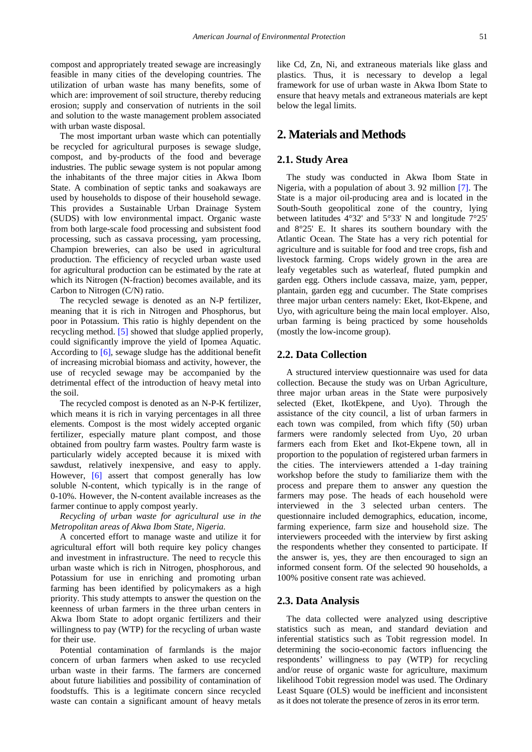compost and appropriately treated sewage are increasingly feasible in many cities of the developing countries. The utilization of urban waste has many benefits, some of which are: improvement of soil structure, thereby reducing erosion; supply and conservation of nutrients in the soil and solution to the waste management problem associated with urban waste disposal.

The most important urban waste which can potentially be recycled for agricultural purposes is sewage sludge, compost, and by-products of the food and beverage industries. The public sewage system is not popular among the inhabitants of the three major cities in Akwa Ibom State. A combination of septic tanks and soakaways are used by households to dispose of their household sewage. This provides a Sustainable Urban Drainage System (SUDS) with low environmental impact. Organic waste from both large-scale food processing and subsistent food processing, such as cassava processing, yam processing, Champion breweries, can also be used in agricultural production. The efficiency of recycled urban waste used for agricultural production can be estimated by the rate at which its Nitrogen (N-fraction) becomes available, and its Carbon to Nitrogen (C/N) ratio.

The recycled sewage is denoted as an N-P fertilizer, meaning that it is rich in Nitrogen and Phosphorus, but poor in Potassium. This ratio is highly dependent on the recycling method. [5] showed that sludge applied properly, could significantly improve the yield of Ipomea Aquatic. According to [6], sewage sludge has the additional benefit of increasing microbial biomass and activity, however, the use of recycled sewage may be accompanied by the detrimental effect of the introduction of heavy metal into the soil.

The recycled compost is denoted as an N-P-K fertilizer, which means it is rich in varying percentages in all three elements. Compost is the most widely accepted organic fertilizer, especially mature plant compost, and those obtained from poultry farm wastes. Poultry farm waste is particularly widely accepted because it is mixed with sawdust, relatively inexpensive, and easy to apply. However, [6] assert that compost generally has low soluble N-content, which typically is in the range of 0-10%. However, the N-content available increases as the farmer continue to apply compost yearly.

*Recycling of urban waste for agricultural use in the Metropolitan areas of Akwa Ibom State, Nigeria.*

A concerted effort to manage waste and utilize it for agricultural effort will both require key policy changes and investment in infrastructure. The need to recycle this urban waste which is rich in Nitrogen, phosphorous, and Potassium for use in enriching and promoting urban farming has been identified by policymakers as a high priority. This study attempts to answer the question on the keenness of urban farmers in the three urban centers in Akwa Ibom State to adopt organic fertilizers and their willingness to pay (WTP) for the recycling of urban waste for their use.

Potential contamination of farmlands is the major concern of urban farmers when asked to use recycled urban waste in their farms. The farmers are concerned about future liabilities and possibility of contamination of foodstuffs. This is a legitimate concern since recycled waste can contain a significant amount of heavy metals like Cd, Zn, Ni, and extraneous materials like glass and plastics. Thus, it is necessary to develop a legal framework for use of urban waste in Akwa Ibom State to ensure that heavy metals and extraneous materials are kept below the legal limits.

## 2. Materials and Methods

### 2.1. Study Area

The study was conducted in Akwa Ibom State in Nigeria, with a population of about 3. 92 million [7]. The State is a major oil-producing area and is located in the South-South geopolitical zone of the country, lying between latitudes 4°32' and 5°33' N and longitude 7°25' and 8°25' E. It shares its southern boundary with the Atlantic Ocean. The State has a very rich potential for agriculture and is suitable for food and tree crops, fish and livestock farming. Crops widely grown in the area are leafy vegetables such as waterleaf, fluted pumpkin and garden egg. Others include cassava, maize, yam, pepper, plantain, garden egg and cucumber. The State comprises three major urban centers namely: Eket, Ikot-Ekpene, and Uyo, with agriculture being the main local employer. Also, urban farming is being practiced by some households (mostly the low-income group).

### 2.2. Data Collection

A structured interview questionnaire was used for data collection. Because the study was on Urban Agriculture, three major urban areas in the State were purposively selected (Eket, IkotEkpene, and Uyo). Through the assistance of the city council, a list of urban farmers in each town was compiled, from which fifty (50) urban farmers were randomly selected from Uyo, 20 urban farmers each from Eket and Ikot-Ekpene town, all in proportion to the population of registered urban farmers in the cities. The interviewers attended a 1-day training workshop before the study to familiarize them with the process and prepare them to answer any question the farmers may pose. The heads of each household were interviewed in the 3 selected urban centers. The questionnaire included demographics, education, income, farming experience, farm size and household size. The interviewers proceeded with the interview by first asking the respondents whether they consented to participate. If the answer is, yes, they are then encouraged to sign an informed consent form. Of the selected 90 households, a 100% positive consent rate was achieved.

### 2.3. Data Analysis

The data collected were analyzed using descriptive statistics such as mean, and standard deviation and inferential statistics such as Tobit regression model. In determining the socio-economic factors influencing the respondents' willingness to pay (WTP) for recycling and/or reuse of organic waste for agriculture, maximum likelihood Tobit regression model was used. The Ordinary Least Square (OLS) would be inefficient and inconsistent as it does not tolerate the presence of zeros in its error term.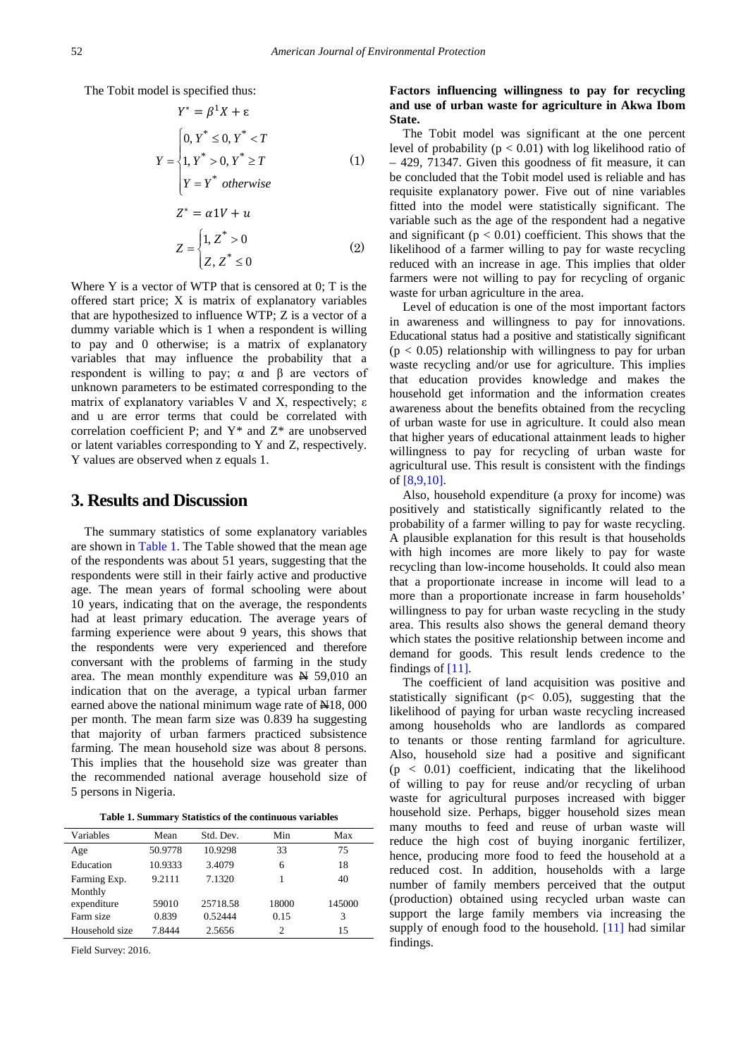The Tobit model is specified thus:

$$Y^* = \beta^1 X + \varepsilon$$

$$Y = \begin{cases} 0, Y^* \leq 0, Y^* < T \\ 1, Y^* > 0, Y^* \geq T \\ Y = Y^* \text{ otherwise} \end{cases} \quad (1)$$

$$Z^* = \alpha 1 V + u$$

$$Z = \begin{cases} 1, Z^* > 0 \\ Z, Z^* \leq 0 \end{cases} \quad (2)$$

Where Y is a vector of WTP that is censored at 0; T is the offered start price; X is matrix of explanatory variables that are hypothesized to influence WTP; Z is a vector of a dummy variable which is 1 when a respondent is willing to pay and 0 otherwise; is a matrix of explanatory variables that may influence the probability that a respondent is willing to pay; α and β are vectors of unknown parameters to be estimated corresponding to the matrix of explanatory variables V and X, respectively; ε and u are error terms that could be correlated with correlation coefficient P; and Y* and Z* are unobserved or latent variables corresponding to Y and Z, respectively. Y values are observed when z equals 1.

# 3. Results and Discussion

The summary statistics of some explanatory variables are shown in Table 1. The Table showed that the mean age of the respondents was about 51 years, suggesting that the respondents were still in their fairly active and productive age. The mean years of formal schooling were about 10 years, indicating that on the average, the respondents had at least primary education. The average years of farming experience were about 9 years, this shows that the respondents were very experienced and therefore conversant with the problems of farming in the study area. The mean monthly expenditure was ₦ 59,010 an indication that on the average, a typical urban farmer earned above the national minimum wage rate of ₦18, 000 per month. The mean farm size was 0.839 ha suggesting that majority of urban farmers practiced subsistence farming. The mean household size was about 8 persons. This implies that the household size was greater than the recommended national average household size of 5 persons in Nigeria.

**Table 1. Summary Statistics of the continuous variables**

| Variables | Mean | Std. Dev. | Min | Max |
|---|---|---|---|---|
| Age | 50.9778 | 10.9298 | 33 | 75 |
| Education | 10.9333 | 3.4079 | 6 | 18 |
| Farming Exp. | 9.2111 | 7.1320 | 1 | 40 |
| Monthly expenditure | 59010 | 25718.58 | 18000 | 145000 |
| Farm size | 0.839 | 0.52444 | 0.15 | 3 |
| Household size | 7.8444 | 2.5656 | 2 | 15 |

Field Survey: 2016.

**Factors influencing willingness to pay for recycling and use of urban waste for agriculture in Akwa Ibom State.**

The Tobit model was significant at the one percent level of probability ($p < 0.01$) with log likelihood ratio of – 429, 71347. Given this goodness of fit measure, it can be concluded that the Tobit model used is reliable and has requisite explanatory power. Five out of nine variables fitted into the model were statistically significant. The variable such as the age of the respondent had a negative and significant ($p < 0.01$) coefficient. This shows that the likelihood of a farmer willing to pay for waste recycling reduced with an increase in age. This implies that older farmers were not willing to pay for recycling of organic waste for urban agriculture in the area.

Level of education is one of the most important factors in awareness and willingness to pay for innovations. Educational status had a positive and statistically significant ($p < 0.05$) relationship with willingness to pay for urban waste recycling and/or use for agriculture. This implies that education provides knowledge and makes the household get information and the information creates awareness about the benefits obtained from the recycling of urban waste for use in agriculture. It could also mean that higher years of educational attainment leads to higher willingness to pay for recycling of urban waste for agricultural use. This result is consistent with the findings of [8,9,10].

Also, household expenditure (a proxy for income) was positively and statistically significantly related to the probability of a farmer willing to pay for waste recycling. A plausible explanation for this result is that households with high incomes are more likely to pay for waste recycling than low-income households. It could also mean that a proportionate increase in income will lead to a more than a proportionate increase in farm households' willingness to pay for urban waste recycling in the study area. This results also shows the general demand theory which states the positive relationship between income and demand for goods. This result lends credence to the findings of [11].

The coefficient of land acquisition was positive and statistically significant ($p < 0.05$), suggesting that the likelihood of paying for urban waste recycling increased among households who are landlords as compared to tenants or those renting farmland for agriculture. Also, household size had a positive and significant ($p < 0.01$) coefficient, indicating that the likelihood of willing to pay for reuse and/or recycling of urban waste for agricultural purposes increased with bigger household size. Perhaps, bigger household sizes mean many mouths to feed and reuse of urban waste will reduce the high cost of buying inorganic fertilizer, hence, producing more food to feed the household at a reduced cost. In addition, households with a large number of family members perceived that the output (production) obtained using recycled urban waste can support the large family members via increasing the supply of enough food to the household. [11] had similar findings.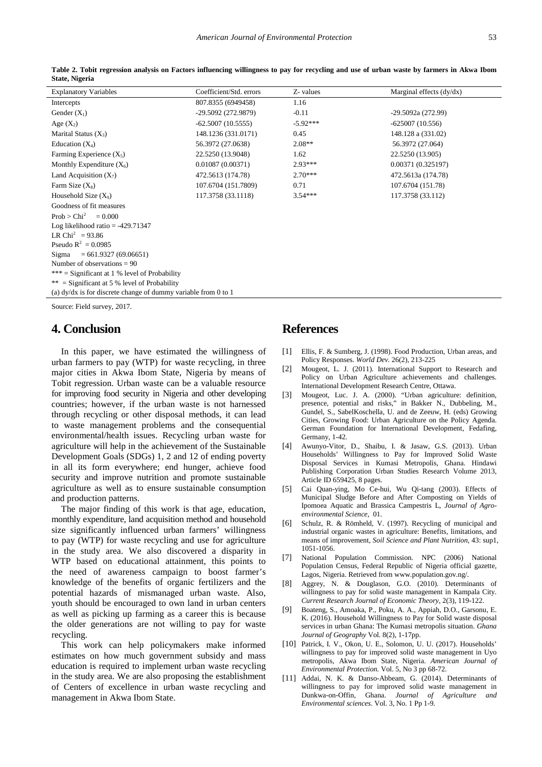**Table 2. Tobit regression analysis on Factors influencing willingness to pay for recycling and use of urban waste by farmers in Akwa Ibom State, Nigeria**

| Explanatory Variables | Coefficient/Std. errors | Z- values | Marginal effects (dy/dx) |
|---|---|---|---|
| Intercepts | 807.8355 (6949458) | 1.16 | |
| Gender ($X_1$) | -29.5092 (272.9879) | -0.11 | -29.5092a (272.99) |
| Age ($X_2$) | -62.5007 (10.5555) | -5.92*** | -625007 (10.556) |
| Marital Status ($X_3$) | 148.1236 (331.0171) | 0.45 | 148.128 a (331.02) |
| Education ($X_4$) | 56.3972 (27.0638) | 2.08** | 56.3972 (27.064) |
| Farming Experience ($X_5$) | 22.5250 (13.9048) | 1.62 | 22.5250 (13.905) |
| Monthly Expenditure ($X_6$) | 0.01087 (0.00371) | 2.93*** | 0.00371 (0.325197) |
| Land Acquisition ($X_7$) | 472.5613 (174.78) | 2.70*** | 472.5613a (174.78) |
| Farm Size ($X_8$) | 107.6704 (151.7809) | 0.71 | 107.6704 (151.78) |
| Household Size ($X_9$) | 117.3758 (33.1118) | 3.54*** | 117.3758 (33.112) |

Goodness of fit measures

Prob > $Chi^2$ = 0.000

Log likelihood ratio = -429.71347

LR $Chi^2$ = 93.86

Pseudo $R^2$ = 0.0985

Sigma = 661.9327 (69.06651)

Number of observations = 90

*** = Significant at 1 % level of Probability

** = Significant at 5 % level of Probability

(a) dy/dx is for discrete change of dummy variable from 0 to 1

Source: Field survey, 2017.

## 4. Conclusion

In this paper, we have estimated the willingness of urban farmers to pay (WTP) for waste recycling, in three major cities in Akwa Ibom State, Nigeria by means of Tobit regression. Urban waste can be a valuable resource for improving food security in Nigeria and other developing countries; however, if the urban waste is not harnessed through recycling or other disposal methods, it can lead to waste management problems and the consequential environmental/health issues. Recycling urban waste for agriculture will help in the achievement of the Sustainable Development Goals (SDGs) 1, 2 and 12 of ending poverty in all its form everywhere; end hunger, achieve food security and improve nutrition and promote sustainable agriculture as well as to ensure sustainable consumption and production patterns.

The major finding of this work is that age, education, monthly expenditure, land acquisition method and household size significantly influenced urban farmers' willingness to pay (WTP) for waste recycling and use for agriculture in the study area. We also discovered a disparity in WTP based on educational attainment, this points to the need of awareness campaign to boost farmer's knowledge of the benefits of organic fertilizers and the potential hazards of mismanaged urban waste. Also, youth should be encouraged to own land in urban centers as well as picking up farming as a career this is because the older generations are not willing to pay for waste recycling.

This work can help policymakers make informed estimates on how much government subsidy and mass education is required to implement urban waste recycling in the study area. We are also proposing the establishment of Centers of excellence in urban waste recycling and management in Akwa Ibom State.

## References

[1] Ellis, F. & Sumberg, J. (1998). Food Production, Urban areas, and Policy Responses. *World Dev.* 26(2), 213-225

[2] Mougeot, L. J. (2011). International Support to Research and Policy on Urban Agriculture achievements and challenges. International Development Research Centre, Ottawa.

[3] Mougeot, Luc. J. A. (2000). "Urban agriculture: definition, presence, potential and risks," in Bakker N., Dubbeling, M., Gundel, S., SabelKoschella, U. and de Zeeuw, H. (eds) Growing Cities, Growing Food: Urban Agriculture on the Policy Agenda. German Foundation for International Development, Fedafing, Germany, 1-42.

[4] Awunyo-Vitor, D., Shaibu, I. & Jasaw, G.S. (2013). Urban Households' Willingness to Pay for Improved Solid Waste Disposal Services in Kumasi Metropolis, Ghana. Hindawi Publishing Corporation Urban Studies Research Volume 2013, Article ID 659425, 8 pages.

[5] Cai Quan-ying, Mo Ce-hui, Wu Qi-tang (2003). Effects of Municipal Sludge Before and After Composting on Yields of Ipomoea Aquatic and Brassica Campestris L, *Journal of Agro-environmental Science*, 01.

[6] Schulz, R. & Römheld, V. (1997). Recycling of municipal and industrial organic wastes in agriculture: Benefits, limitations, and means of improvement, *Soil Science and Plant Nutrition*, 43: sup1, 1051-1056.

[7] National Population Commission. NPC (2006) National Population Census, Federal Republic of Nigeria official gazette, Lagos, Nigeria. Retrieved from www.population.gov.ng/.

[8] Aggrey, N. & Douglason, G.O. (2010). Determinants of willingness to pay for solid waste management in Kampala City. *Current Research Journal of Economic Theory*, 2(3), 119-122.

[9] Boateng, S., Amoaka, P., Poku, A. A., Appiah, D.O., Garsonu, E. K. (2016). Household Willingness to Pay for Solid waste disposal services in urban Ghana: The Kumasi metropolis situation. *Ghana Journal of Geography* Vol. 8(2), 1-17pp.

[10] Patrick, I. V., Okon, U. E., Solomon, U. U. (2017). Households' willingness to pay for improved solid waste management in Uyo metropolis, Akwa Ibom State, Nigeria. *American Journal of Environmental Protection*. Vol. 5, No 3 pp 68-72.

[11] Addai, N. K. & Danso-Abbeam, G. (2014). Determinants of willingness to pay for improved solid waste management in Dunkwa-on-Offin, Ghana. *Journal of Agriculture and Environmental sciences*. Vol. 3, No. 1 Pp 1-9.